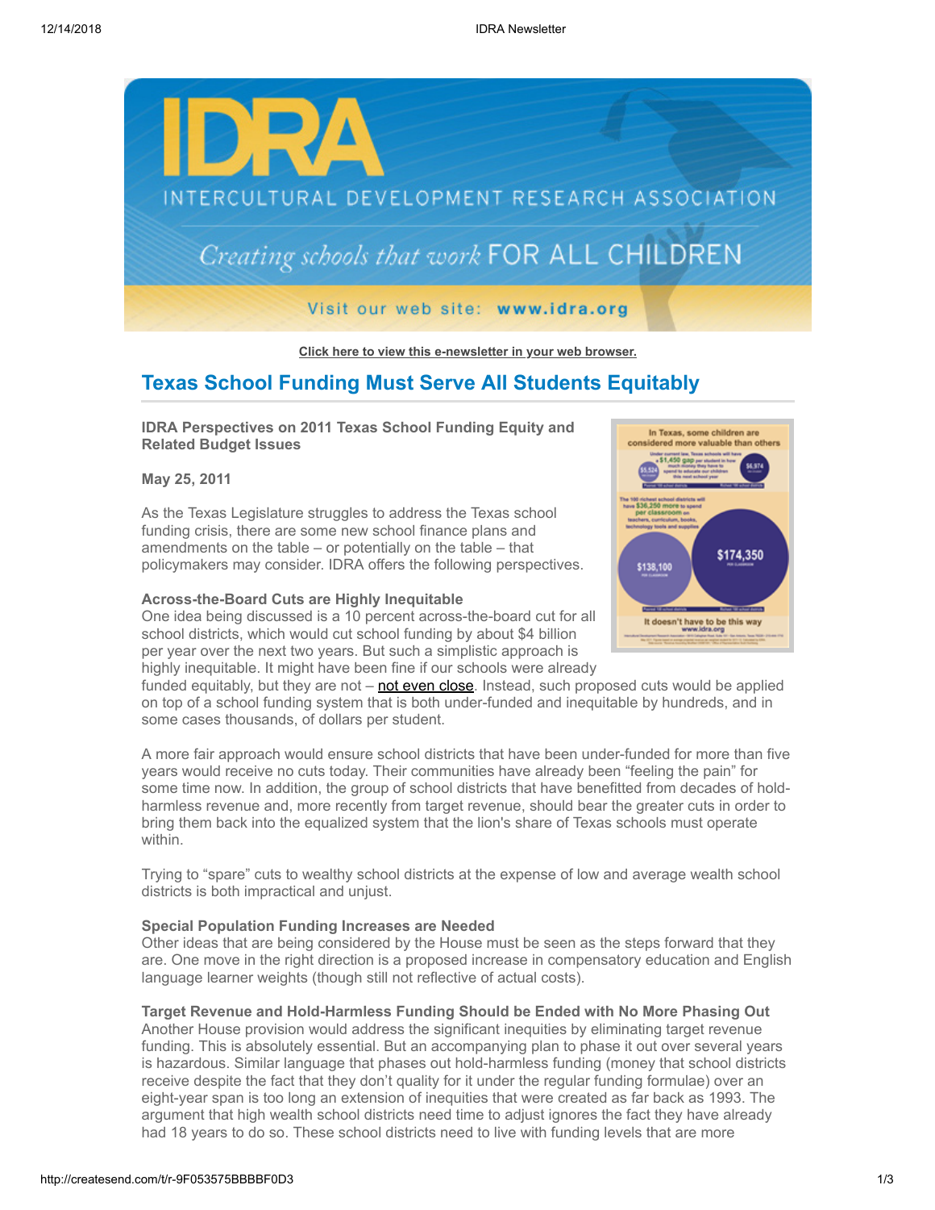Click here to view this e-newsletter in your web browser.

## Texas School Funding Must Serve All Students Equitably

**IDRA Perspectives on 2011 Texas School Funding Equity and Related Budget Issues**

**May 25, 2011**

As the Texas Legislature struggles to address the Texas school funding crisis, there are some new school finance plans and amendments on the table – or potentially on the table – that policymakers may consider. IDRA offers the following perspectives.

**Across-the-Board Cuts are Highly Inequitable**
One idea being discussed is a 10 percent across-the-board cut for all school districts, which would cut school funding by about $4 billion per year over the next two years. But such a simplistic approach is highly inequitable. It might have been fine if our schools were already funded equitably, but they are not – not even close. Instead, such proposed cuts would be applied on top of a school funding system that is both under-funded and inequitable by hundreds, and in some cases thousands, of dollars per student.

A more fair approach would ensure school districts that have been under-funded for more than five years would receive no cuts today. Their communities have already been "feeling the pain" for some time now. In addition, the group of school districts that have benefitted from decades of hold-harmless revenue and, more recently from target revenue, should bear the greater cuts in order to bring them back into the equalized system that the lion's share of Texas schools must operate within.

Trying to "spare" cuts to wealthy school districts at the expense of low and average wealth school districts is both impractical and unjust.

**Special Population Funding Increases are Needed**
Other ideas that are being considered by the House must be seen as the steps forward that they are. One move in the right direction is a proposed increase in compensatory education and English language learner weights (though still not reflective of actual costs).

**Target Revenue and Hold-Harmless Funding Should be Ended with No More Phasing Out**
Another House provision would address the significant inequities by eliminating target revenue funding. This is absolutely essential. But an accompanying plan to phase it out over several years is hazardous. Similar language that phases out hold-harmless funding (money that school districts receive despite the fact that they don't quality for it under the regular funding formulae) over an eight-year span is too long an extension of inequities that were created as far back as 1993. The argument that high wealth school districts need time to adjust ignores the fact they have already had 18 years to do so. These school districts need to live with funding levels that are more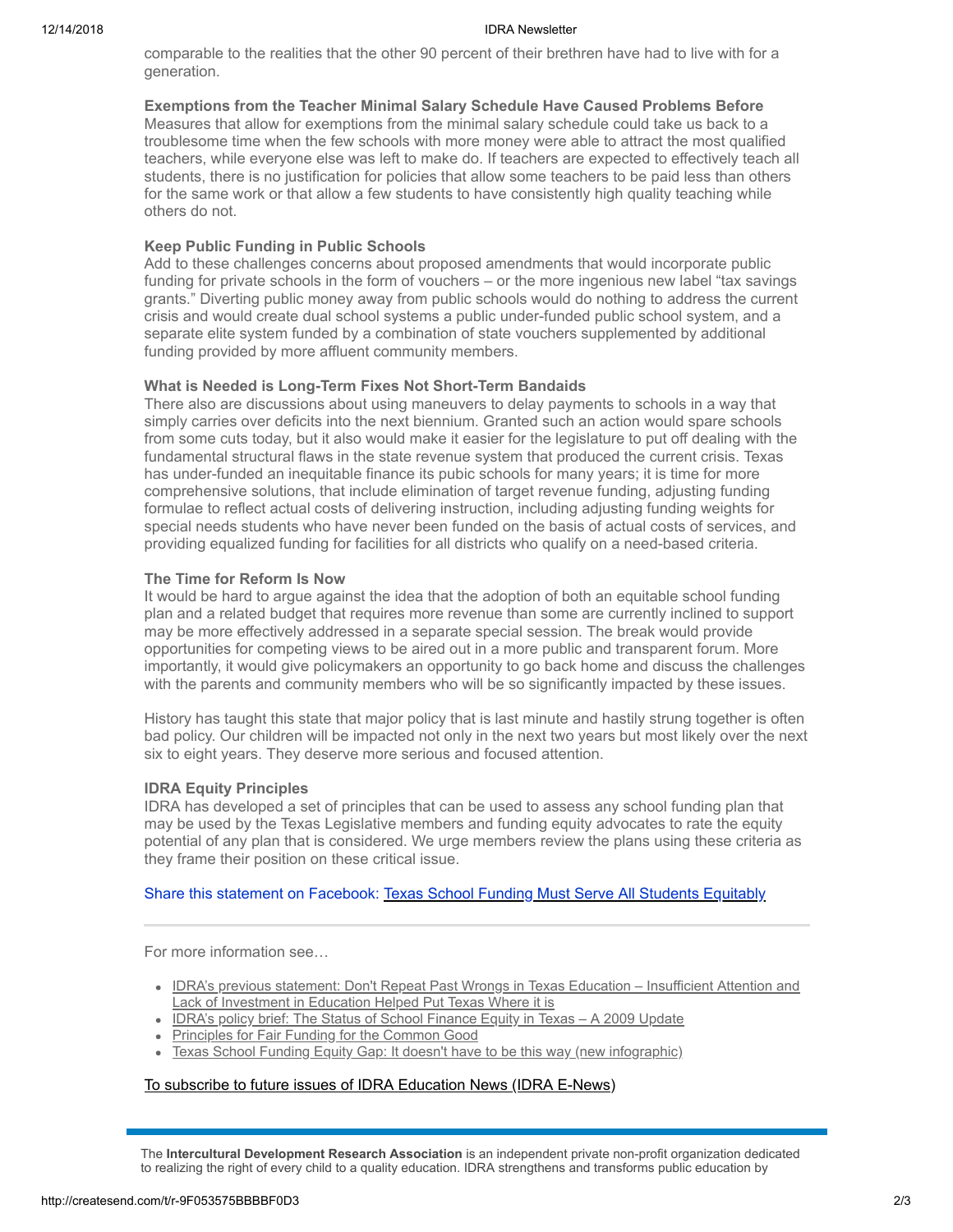comparable to the realities that the other 90 percent of their brethren have had to live with for a generation.

**Exemptions from the Teacher Minimal Salary Schedule Have Caused Problems Before**
Measures that allow for exemptions from the minimal salary schedule could take us back to a troublesome time when the few schools with more money were able to attract the most qualified teachers, while everyone else was left to make do. If teachers are expected to effectively teach all students, there is no justification for policies that allow some teachers to be paid less than others for the same work or that allow a few students to have consistently high quality teaching while others do not.

**Keep Public Funding in Public Schools**
Add to these challenges concerns about proposed amendments that would incorporate public funding for private schools in the form of vouchers – or the more ingenious new label "tax savings grants." Diverting public money away from public schools would do nothing to address the current crisis and would create dual school systems a public under-funded public school system, and a separate elite system funded by a combination of state vouchers supplemented by additional funding provided by more affluent community members.

**What is Needed is Long-Term Fixes Not Short-Term Bandaids**
There also are discussions about using maneuvers to delay payments to schools in a way that simply carries over deficits into the next biennium. Granted such an action would spare schools from some cuts today, but it also would make it easier for the legislature to put off dealing with the fundamental structural flaws in the state revenue system that produced the current crisis. Texas has under-funded an inequitable finance its pubic schools for many years; it is time for more comprehensive solutions, that include elimination of target revenue funding, adjusting funding formulae to reflect actual costs of delivering instruction, including adjusting funding weights for special needs students who have never been funded on the basis of actual costs of services, and providing equalized funding for facilities for all districts who qualify on a need-based criteria.

**The Time for Reform Is Now**
It would be hard to argue against the idea that the adoption of both an equitable school funding plan and a related budget that requires more revenue than some are currently inclined to support may be more effectively addressed in a separate special session. The break would provide opportunities for competing views to be aired out in a more public and transparent forum. More importantly, it would give policymakers an opportunity to go back home and discuss the challenges with the parents and community members who will be so significantly impacted by these issues.

History has taught this state that major policy that is last minute and hastily strung together is often bad policy. Our children will be impacted not only in the next two years but most likely over the next six to eight years. They deserve more serious and focused attention.

**IDRA Equity Principles**
IDRA has developed a set of principles that can be used to assess any school funding plan that may be used by the Texas Legislative members and funding equity advocates to rate the equity potential of any plan that is considered. We urge members review the plans using these criteria as they frame their position on these critical issue.

Share this statement on Facebook: Texas School Funding Must Serve All Students Equitably

---

For more information see…

- IDRA's previous statement: Don't Repeat Past Wrongs in Texas Education – Insufficient Attention and Lack of Investment in Education Helped Put Texas Where it is
- IDRA's policy brief: The Status of School Finance Equity in Texas – A 2009 Update
- Principles for Fair Funding for the Common Good
- Texas School Funding Equity Gap: It doesn't have to be this way (new infographic)

To subscribe to future issues of IDRA Education News (IDRA E-News)

---

The **Intercultural Development Research Association** is an independent private non-profit organization dedicated to realizing the right of every child to a quality education. IDRA strengthens and transforms public education by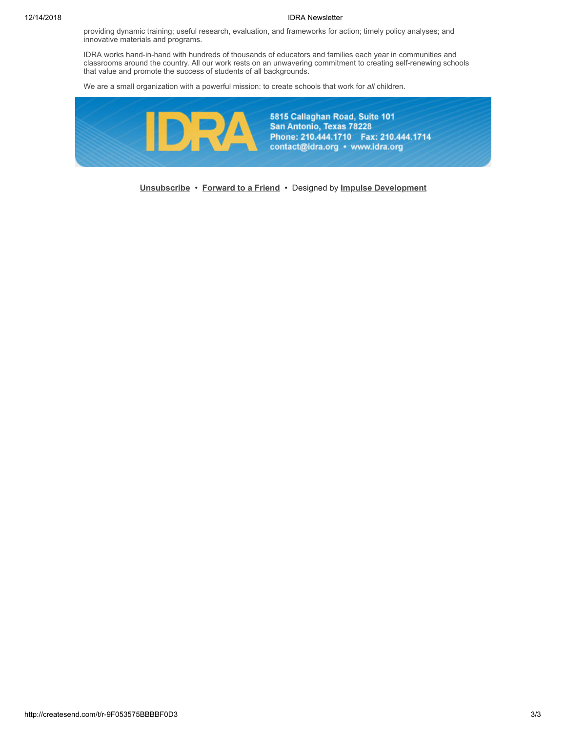providing dynamic training; useful research, evaluation, and frameworks for action; timely policy analyses; and innovative materials and programs.

IDRA works hand-in-hand with hundreds of thousands of educators and families each year in communities and classrooms around the country. All our work rests on an unwavering commitment to creating self-renewing schools that value and promote the success of students of all backgrounds.

We are a small organization with a powerful mission: to create schools that work for *all* children.

IDRA

5815 Callaghan Road, Suite 101
San Antonio, Texas 78228
Phone: 210.444.1710 Fax: 210.444.1714
contact@idra.org • www.idra.org

**Unsubscribe** • **Forward to a Friend** • Designed by **Impulse Development**